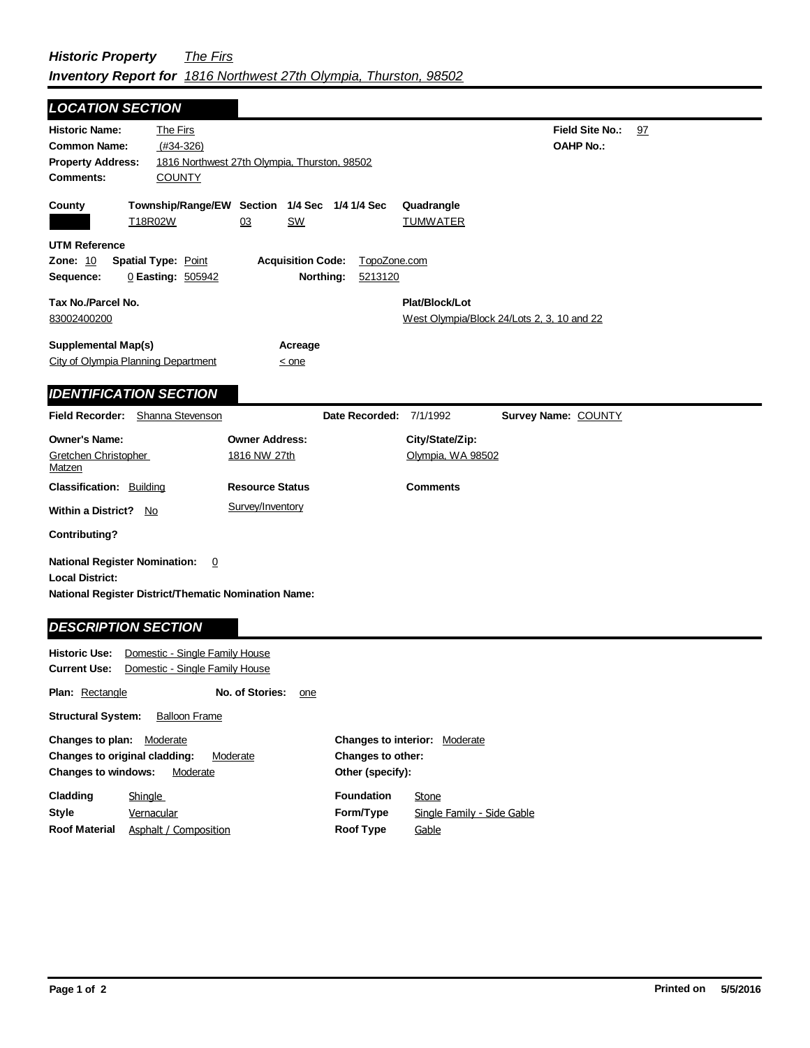***Historic Property*** *The Firs*
***Inventory Report for*** *1816 Northwest 27th Olympia, Thurston, 98502*

## LOCATION SECTION

**Historic Name:** The Firs
**Common Name:** (#34-326)
**Property Address:** 1816 Northwest 27th Olympia, Thurston, 98502
**Comments:** COUNTY

**Field Site No.:** 97
**OAHP No.:**

| County | Township/Range/EW | Section | 1/4 Sec | 1/4 1/4 Sec | Quadrangle |
|---|---|---|---|---|---|
| | T18R02W | 03 | SW | | TUMWATER |

**UTM Reference**
**Zone:** 10 **Spatial Type:** Point **Acquisition Code:** TopoZone.com
**Sequence:** 0 **Easting:** 505942 **Northing:** 5213120

**Tax No./Parcel No.**
83002400200

**Plat/Block/Lot**
West Olympia/Block 24/Lots 2, 3, 10 and 22

**Supplemental Map(s)**
City of Olympia Planning Department

**Acreage**
< one

## IDENTIFICATION SECTION

**Field Recorder:** Shanna Stevenson **Date Recorded:** 7/1/1992 **Survey Name:** COUNTY

| Owner's Name: | Owner Address: | City/State/Zip: |
|---|---|---|
| Gretchen Christopher Matzen | 1816 NW 27th | Olympia, WA 98502 |

**Classification:** Building
**Resource Status:** Survey/Inventory
**Comments**
**Within a District?** No

**Contributing?**

**National Register Nomination:** 0
**Local District:**
**National Register District/Thematic Nomination Name:**

## DESCRIPTION SECTION

**Historic Use:** Domestic - Single Family House
**Current Use:** Domestic - Single Family House

**Plan:** Rectangle **No. of Stories:** one

**Structural System:** Balloon Frame

**Changes to plan:** Moderate
**Changes to original cladding:** Moderate
**Changes to windows:** Moderate
**Changes to interior:** Moderate
**Changes to other:**
**Other (specify):**

| | | | |
|---|---|---|---|
| **Cladding** | Shingle | **Foundation** | Stone |
| **Style** | Vernacular | **Form/Type** | Single Family - Side Gable |
| **Roof Material** | Asphalt / Composition | **Roof Type** | Gable |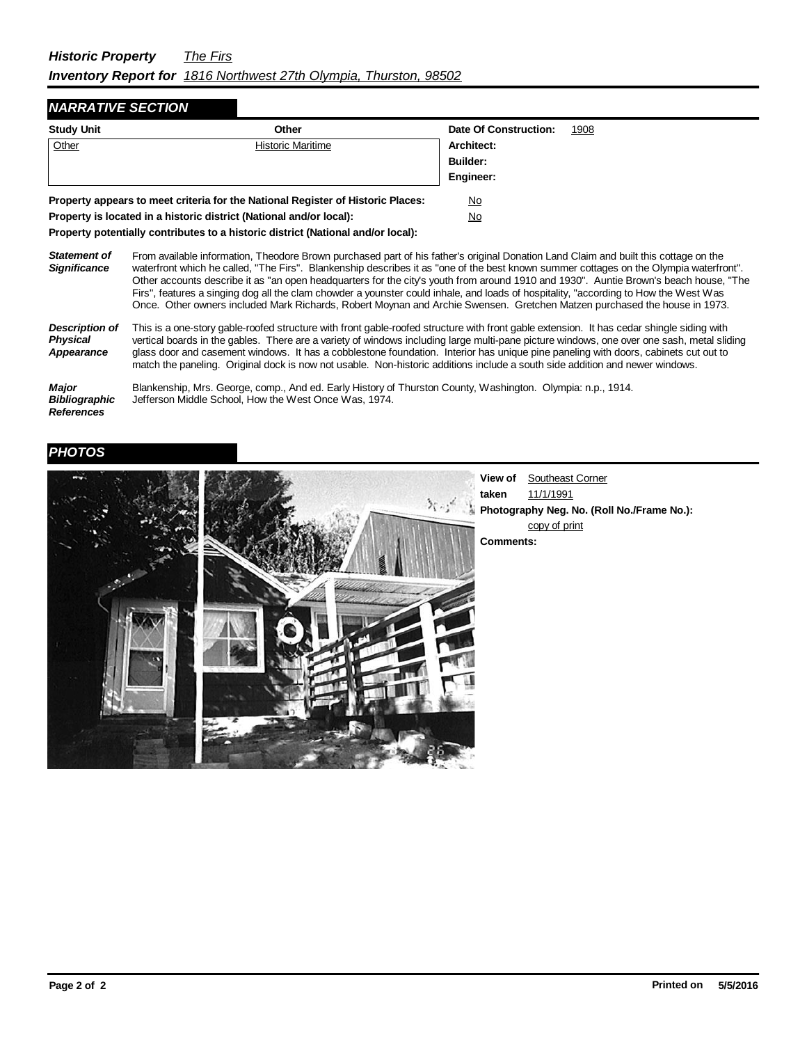***Historic Property*** *The Firs*

***Inventory Report for*** *1816 Northwest 27th Olympia, Thurston, 98502*

## *NARRATIVE SECTION*

| Study Unit | Other | |
|---|---|---|
| Other | Historic Maritime | **Date Of Construction:** 1908 |
| | | **Architect:** |
| | | **Builder:** |
| | | **Engineer:** |

**Property appears to meet criteria for the National Register of Historic Places:** No

**Property is located in a historic district (National and/or local):** No

**Property potentially contributes to a historic district (National and/or local):**

***Statement of Significance***

From available information, Theodore Brown purchased part of his father's original Donation Land Claim and built this cottage on the waterfront which he called, "The Firs". Blankenship describes it as "one of the best known summer cottages on the Olympia waterfront". Other accounts describe it as "an open headquarters for the city's youth from around 1910 and 1930". Auntie Brown's beach house, "The Firs", features a singing dog all the clam chowder a younster could inhale, and loads of hospitality, "according to How the West Was Once. Other owners included Mark Richards, Robert Moynan and Archie Swensen. Gretchen Matzen purchased the house in 1973.

***Description of Physical Appearance***

This is a one-story gable-roofed structure with front gable-roofed structure with front gable extension. It has cedar shingle siding with vertical boards in the gables. There are a variety of windows including large multi-pane picture windows, one over one sash, metal sliding glass door and casement windows. It has a cobblestone foundation. Interior has unique pine paneling with doors, cabinets cut out to match the paneling. Original dock is now not usable. Non-historic additions include a south side addition and newer windows.

***Major Bibliographic References***

Blankenship, Mrs. George, comp., And ed. Early History of Thurston County, Washington. Olympia: n.p., 1914.
Jefferson Middle School, How the West Once Was, 1974.

## *PHOTOS*

**View of** Southeast Corner

**taken** 11/1/1991

**Photography Neg. No. (Roll No./Frame No.):** copy of print

**Comments:**